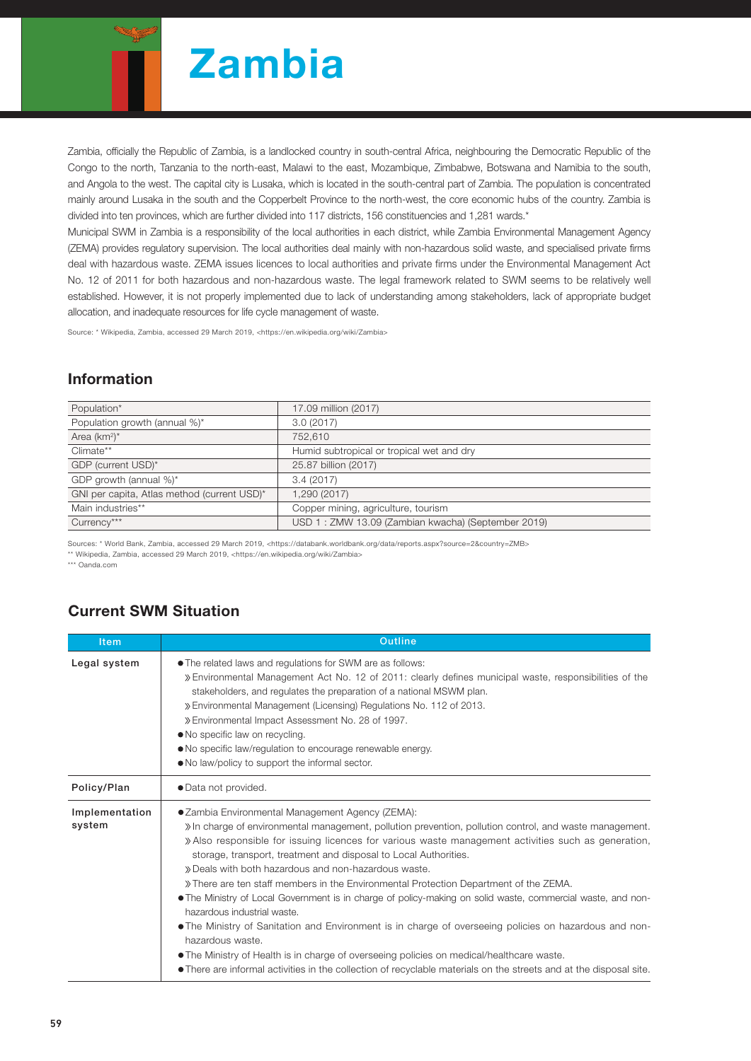# Zambia

Zambia, officially the Republic of Zambia, is a landlocked country in south-central Africa, neighbouring the Democratic Republic of the Congo to the north, Tanzania to the north-east, Malawi to the east, Mozambique, Zimbabwe, Botswana and Namibia to the south, and Angola to the west. The capital city is Lusaka, which is located in the south-central part of Zambia. The population is concentrated mainly around Lusaka in the south and the Copperbelt Province to the north-west, the core economic hubs of the country. Zambia is divided into ten provinces, which are further divided into 117 districts, 156 constituencies and 1,281 wards.*

Municipal SWM in Zambia is a responsibility of the local authorities in each district, while Zambia Environmental Management Agency (ZEMA) provides regulatory supervision. The local authorities deal mainly with non-hazardous solid waste, and specialised private firms deal with hazardous waste. ZEMA issues licences to local authorities and private firms under the Environmental Management Act No. 12 of 2011 for both hazardous and non-hazardous waste. The legal framework related to SWM seems to be relatively well established. However, it is not properly implemented due to lack of understanding among stakeholders, lack of appropriate budget allocation, and inadequate resources for life cycle management of waste.

Source: * Wikipedia, Zambia, accessed 29 March 2019, <https://en.wikipedia.org/wiki/Zambia>

## Information

| | |
|---|---|
| Population* | 17.09 million (2017) |
| Population growth (annual %)* | 3.0 (2017) |
| Area (km²)* | 752,610 |
| Climate** | Humid subtropical or tropical wet and dry |
| GDP (current USD)* | 25.87 billion (2017) |
| GDP growth (annual %)* | 3.4 (2017) |
| GNI per capita, Atlas method (current USD)* | 1,290 (2017) |
| Main industries** | Copper mining, agriculture, tourism |
| Currency*** | USD 1 : ZMW 13.09 (Zambian kwacha) (September 2019) |

Sources: * World Bank, Zambia, accessed 29 March 2019, <https://databank.worldbank.org/data/reports.aspx?source=2&country=ZMB>
** Wikipedia, Zambia, accessed 29 March 2019, <https://en.wikipedia.org/wiki/Zambia>
*** Oanda.com

## Current SWM Situation

| Item | Outline |
|---|---|
| Legal system | ● The related laws and regulations for SWM are as follows:<br>» Environmental Management Act No. 12 of 2011: clearly defines municipal waste, responsibilities of the stakeholders, and regulates the preparation of a national MSWM plan.<br>» Environmental Management (Licensing) Regulations No. 112 of 2013.<br>» Environmental Impact Assessment No. 28 of 1997.<br>● No specific law on recycling.<br>● No specific law/regulation to encourage renewable energy.<br>● No law/policy to support the informal sector. |
| Policy/Plan | ● Data not provided. |
| Implementation system | ● Zambia Environmental Management Agency (ZEMA):<br>» In charge of environmental management, pollution prevention, pollution control, and waste management.<br>» Also responsible for issuing licences for various waste management activities such as generation, storage, transport, treatment and disposal to Local Authorities.<br>» Deals with both hazardous and non-hazardous waste.<br>» There are ten staff members in the Environmental Protection Department of the ZEMA.<br>● The Ministry of Local Government is in charge of policy-making on solid waste, commercial waste, and non-hazardous industrial waste.<br>● The Ministry of Sanitation and Environment is in charge of overseeing policies on hazardous and non-hazardous waste.<br>● The Ministry of Health is in charge of overseeing policies on medical/healthcare waste.<br>● There are informal activities in the collection of recyclable materials on the streets and at the disposal site. |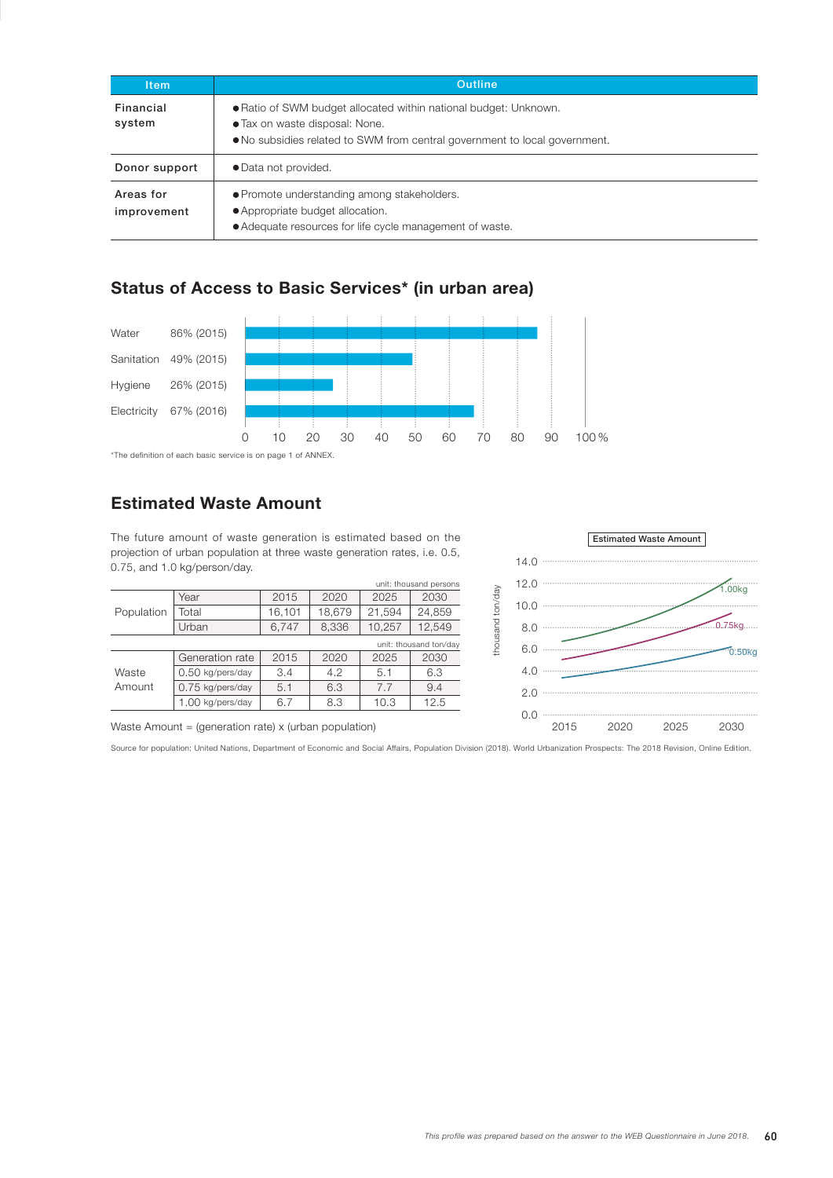| Item | Outline |
|---|---|
| Financial system | ● Ratio of SWM budget allocated within national budget: Unknown.<br>● Tax on waste disposal: None.<br>● No subsidies related to SWM from central government to local government. |
| Donor support | ● Data not provided. |
| Areas for improvement | ● Promote understanding among stakeholders.<br>● Appropriate budget allocation.<br>● Adequate resources for life cycle management of waste. |

## Status of Access to Basic Services* (in urban area)

Water 86% (2015)

Sanitation 49% (2015)

Hygiene 26% (2015)

Electricity 67% (2016)

0 10 20 30 40 50 60 70 80 90 100 %

*The definition of each basic service is on page 1 of ANNEX.

## Estimated Waste Amount

The future amount of waste generation is estimated based on the projection of urban population at three waste generation rates, i.e. 0.5, 0.75, and 1.0 kg/person/day.

unit: thousand persons

| | Year | 2015 | 2020 | 2025 | 2030 |
|---|---|---|---|---|---|
| Population | Total | 16,101 | 18,679 | 21,594 | 24,859 |
| | Urban | 6,747 | 8,336 | 10,257 | 12,549 |

unit: thousand ton/day

| | Generation rate | 2015 | 2020 | 2025 | 2030 |
|---|---|---|---|---|---|
| Waste Amount | 0.50 kg/pers/day | 3.4 | 4.2 | 5.1 | 6.3 |
| | 0.75 kg/pers/day | 5.1 | 6.3 | 7.7 | 9.4 |
| | 1.00 kg/pers/day | 6.7 | 8.3 | 10.3 | 12.5 |

Waste Amount = (generation rate) x (urban population)

Estimated Waste Amount

thousand ton/day

14.0
12.0
10.0
8.0
6.0
4.0
2.0
0.0

2015 2020 2025 2030

1.00kg
0.75kg
0.50kg

Source for population: United Nations, Department of Economic and Social Affairs, Population Division (2018). World Urbanization Prospects: The 2018 Revision, Online Edition.

*This profile was prepared based on the answer to the WEB Questionnaire in June 2018.*